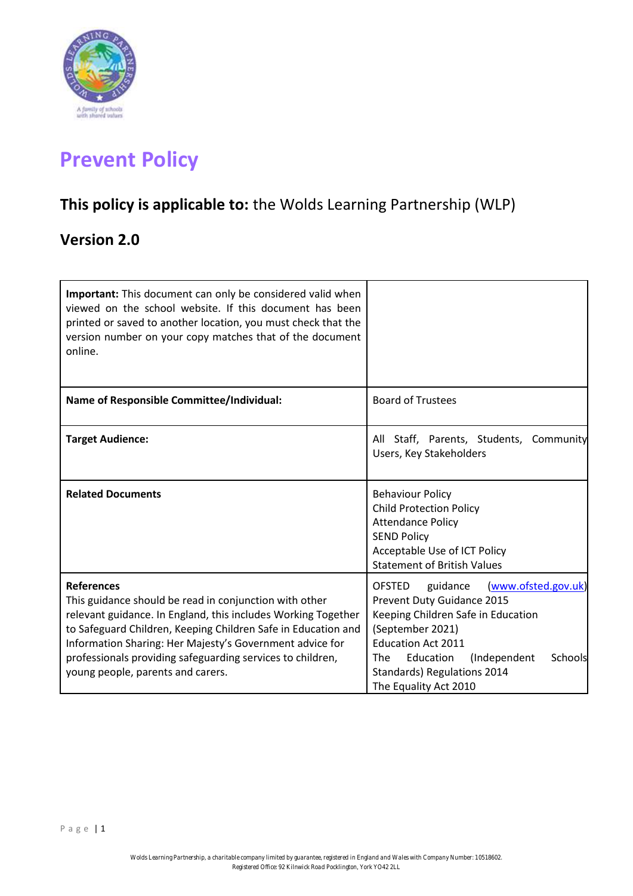# Prevent Policy

## This policy is applicable to: the Wolds Learning Partnership (WLP)

## Version 2.0

| | |
|---|---|
| **Important:** This document can only be considered valid when viewed on the school website. If this document has been printed or saved to another location, you must check that the version number on your copy matches that of the document online. | |
| **Name of Responsible Committee/Individual:** | Board of Trustees |
| **Target Audience:** | All Staff, Parents, Students, Community Users, Key Stakeholders |
| **Related Documents** | Behaviour Policy<br>Child Protection Policy<br>Attendance Policy<br>SEND Policy<br>Acceptable Use of ICT Policy<br>Statement of British Values |
| **References**<br>This guidance should be read in conjunction with other relevant guidance. In England, this includes Working Together to Safeguard Children, Keeping Children Safe in Education and Information Sharing: Her Majesty's Government advice for professionals providing safeguarding services to children, young people, parents and carers. | OFSTED guidance (www.ofsted.gov.uk)<br>Prevent Duty Guidance 2015<br>Keeping Children Safe in Education (September 2021)<br>Education Act 2011<br>The Education (Independent Schools Standards) Regulations 2014<br>The Equality Act 2010 |

Wolds Learning Partnership, a charitable company limited by guarantee, registered in England and Wales with Company Number: 10518602.
Registered Office: 92 Kilnwick Road Pocklington, York YO42 2LL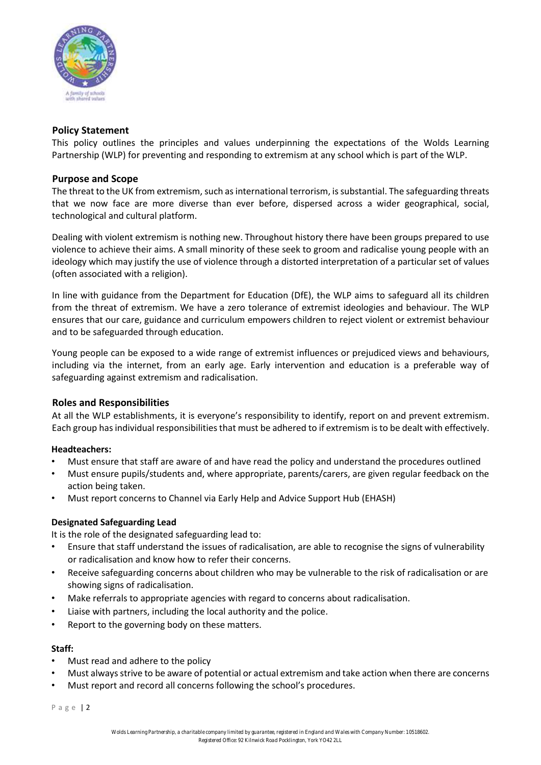## Policy Statement

This policy outlines the principles and values underpinning the expectations of the Wolds Learning Partnership (WLP) for preventing and responding to extremism at any school which is part of the WLP.

## Purpose and Scope

The threat to the UK from extremism, such as international terrorism, is substantial. The safeguarding threats that we now face are more diverse than ever before, dispersed across a wider geographical, social, technological and cultural platform.

Dealing with violent extremism is nothing new. Throughout history there have been groups prepared to use violence to achieve their aims. A small minority of these seek to groom and radicalise young people with an ideology which may justify the use of violence through a distorted interpretation of a particular set of values (often associated with a religion).

In line with guidance from the Department for Education (DfE), the WLP aims to safeguard all its children from the threat of extremism. We have a zero tolerance of extremist ideologies and behaviour. The WLP ensures that our care, guidance and curriculum empowers children to reject violent or extremist behaviour and to be safeguarded through education.

Young people can be exposed to a wide range of extremist influences or prejudiced views and behaviours, including via the internet, from an early age. Early intervention and education is a preferable way of safeguarding against extremism and radicalisation.

## Roles and Responsibilities

At all the WLP establishments, it is everyone's responsibility to identify, report on and prevent extremism. Each group has individual responsibilities that must be adhered to if extremism is to be dealt with effectively.

### Headteachers:

- Must ensure that staff are aware of and have read the policy and understand the procedures outlined
- Must ensure pupils/students and, where appropriate, parents/carers, are given regular feedback on the action being taken.
- Must report concerns to Channel via Early Help and Advice Support Hub (EHASH)

### Designated Safeguarding Lead

It is the role of the designated safeguarding lead to:

- Ensure that staff understand the issues of radicalisation, are able to recognise the signs of vulnerability or radicalisation and know how to refer their concerns.
- Receive safeguarding concerns about children who may be vulnerable to the risk of radicalisation or are showing signs of radicalisation.
- Make referrals to appropriate agencies with regard to concerns about radicalisation.
- Liaise with partners, including the local authority and the police.
- Report to the governing body on these matters.

### Staff:

- Must read and adhere to the policy
- Must always strive to be aware of potential or actual extremism and take action when there are concerns
- Must report and record all concerns following the school's procedures.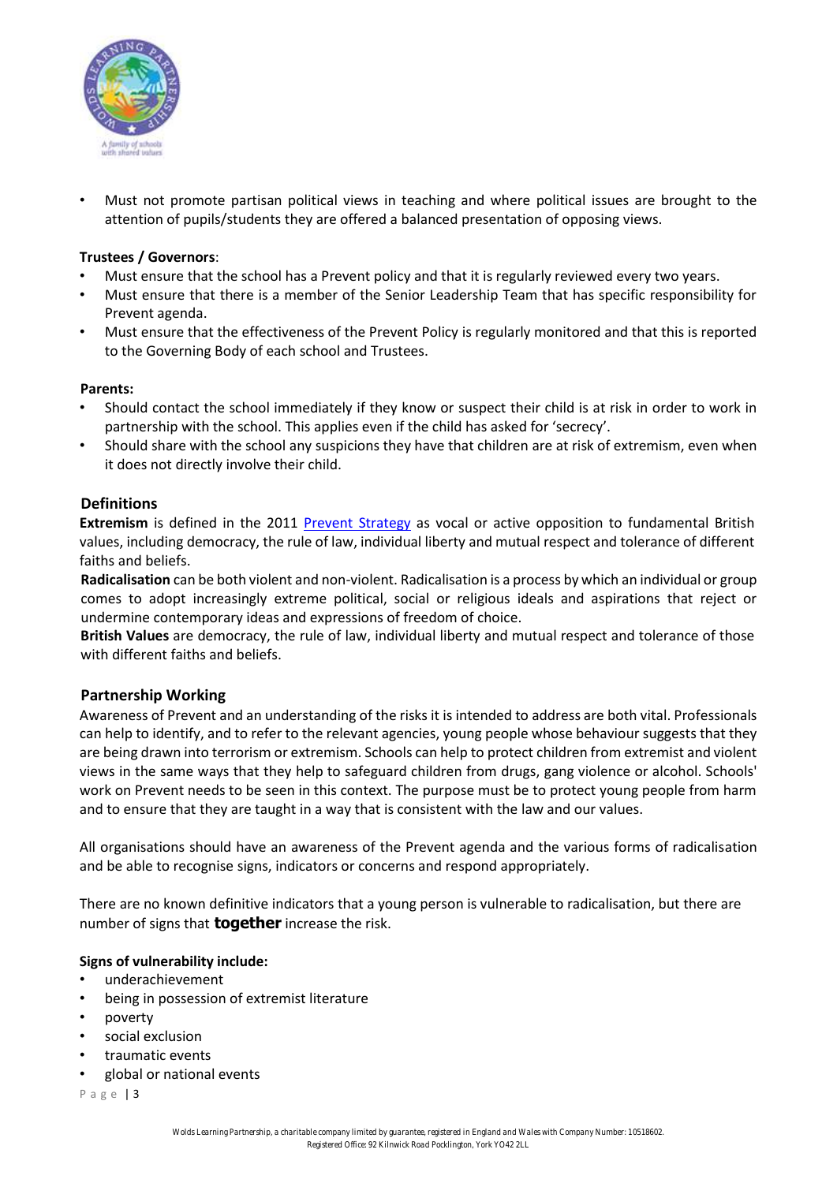- Must not promote partisan political views in teaching and where political issues are brought to the attention of pupils/students they are offered a balanced presentation of opposing views.

**Trustees / Governors**:

- Must ensure that the school has a Prevent policy and that it is regularly reviewed every two years.
- Must ensure that there is a member of the Senior Leadership Team that has specific responsibility for Prevent agenda.
- Must ensure that the effectiveness of the Prevent Policy is regularly monitored and that this is reported to the Governing Body of each school and Trustees.

**Parents:**

- Should contact the school immediately if they know or suspect their child is at risk in order to work in partnership with the school. This applies even if the child has asked for 'secrecy'.
- Should share with the school any suspicions they have that children are at risk of extremism, even when it does not directly involve their child.

## Definitions

**Extremism** is defined in the 2011 Prevent Strategy as vocal or active opposition to fundamental British values, including democracy, the rule of law, individual liberty and mutual respect and tolerance of different faiths and beliefs.

**Radicalisation** can be both violent and non-violent. Radicalisation is a process by which an individual or group comes to adopt increasingly extreme political, social or religious ideals and aspirations that reject or undermine contemporary ideas and expressions of freedom of choice.

**British Values** are democracy, the rule of law, individual liberty and mutual respect and tolerance of those with different faiths and beliefs.

## Partnership Working

Awareness of Prevent and an understanding of the risks it is intended to address are both vital. Professionals can help to identify, and to refer to the relevant agencies, young people whose behaviour suggests that they are being drawn into terrorism or extremism. Schools can help to protect children from extremist and violent views in the same ways that they help to safeguard children from drugs, gang violence or alcohol. Schools' work on Prevent needs to be seen in this context. The purpose must be to protect young people from harm and to ensure that they are taught in a way that is consistent with the law and our values.

All organisations should have an awareness of the Prevent agenda and the various forms of radicalisation and be able to recognise signs, indicators or concerns and respond appropriately.

There are no known definitive indicators that a young person is vulnerable to radicalisation, but there are number of signs that **together** increase the risk.

**Signs of vulnerability include:**

- underachievement
- being in possession of extremist literature
- poverty
- social exclusion
- traumatic events
- global or national events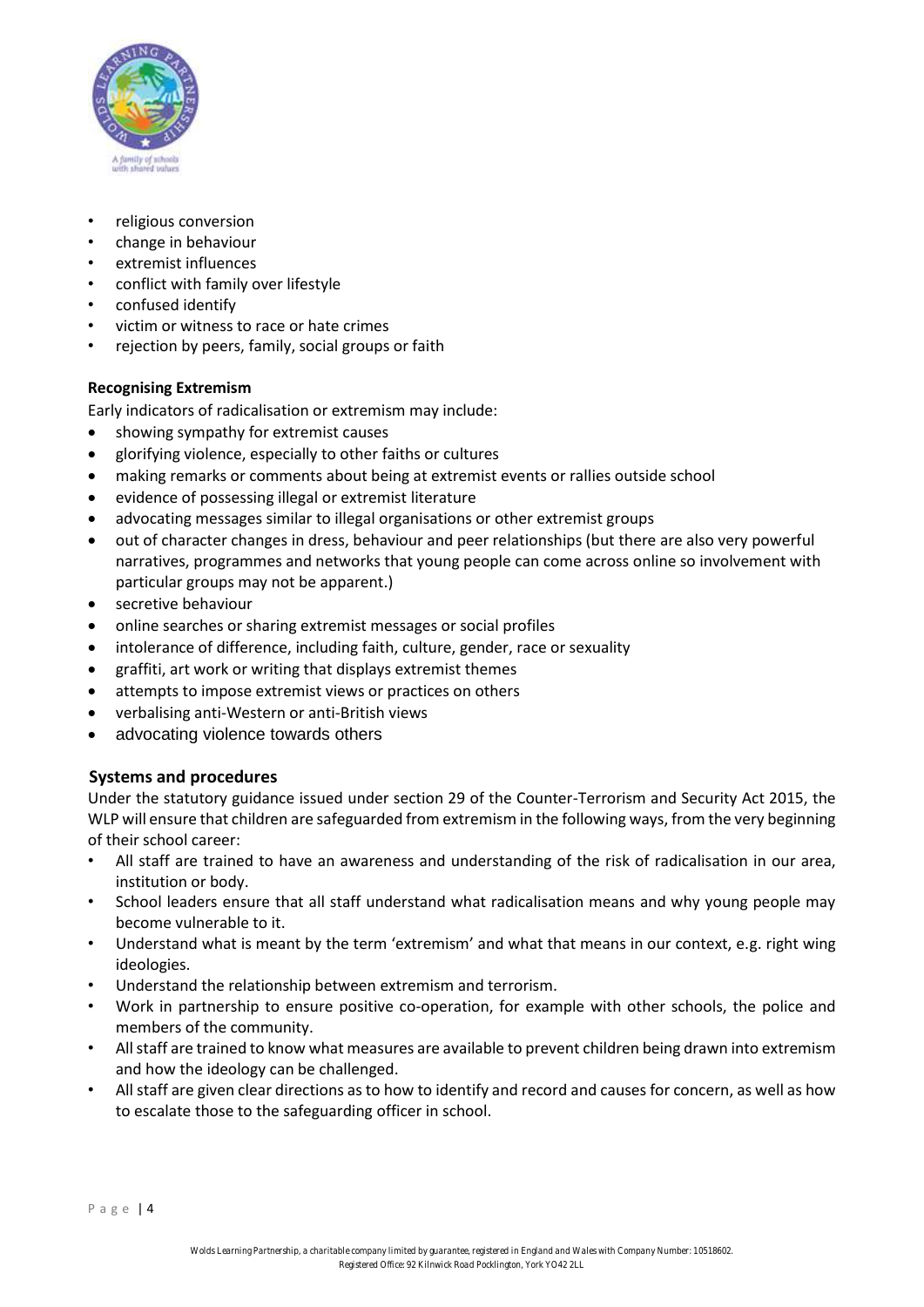- religious conversion
- change in behaviour
- extremist influences
- conflict with family over lifestyle
- confused identify
- victim or witness to race or hate crimes
- rejection by peers, family, social groups or faith

**Recognising Extremism**

Early indicators of radicalisation or extremism may include:

- showing sympathy for extremist causes
- glorifying violence, especially to other faiths or cultures
- making remarks or comments about being at extremist events or rallies outside school
- evidence of possessing illegal or extremist literature
- advocating messages similar to illegal organisations or other extremist groups
- out of character changes in dress, behaviour and peer relationships (but there are also very powerful narratives, programmes and networks that young people can come across online so involvement with particular groups may not be apparent.)
- secretive behaviour
- online searches or sharing extremist messages or social profiles
- intolerance of difference, including faith, culture, gender, race or sexuality
- graffiti, art work or writing that displays extremist themes
- attempts to impose extremist views or practices on others
- verbalising anti-Western or anti-British views
- advocating violence towards others

**Systems and procedures**

Under the statutory guidance issued under section 29 of the Counter-Terrorism and Security Act 2015, the WLP will ensure that children are safeguarded from extremism in the following ways, from the very beginning of their school career:

- All staff are trained to have an awareness and understanding of the risk of radicalisation in our area, institution or body.
- School leaders ensure that all staff understand what radicalisation means and why young people may become vulnerable to it.
- Understand what is meant by the term 'extremism' and what that means in our context, e.g. right wing ideologies.
- Understand the relationship between extremism and terrorism.
- Work in partnership to ensure positive co-operation, for example with other schools, the police and members of the community.
- All staff are trained to know what measures are available to prevent children being drawn into extremism and how the ideology can be challenged.
- All staff are given clear directions as to how to identify and record and causes for concern, as well as how to escalate those to the safeguarding officer in school.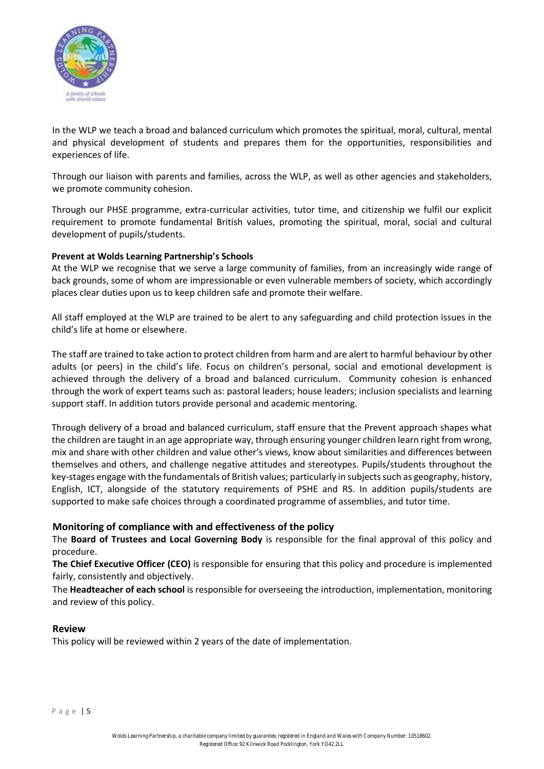In the WLP we teach a broad and balanced curriculum which promotes the spiritual, moral, cultural, mental and physical development of students and prepares them for the opportunities, responsibilities and experiences of life.

Through our liaison with parents and families, across the WLP, as well as other agencies and stakeholders, we promote community cohesion.

Through our PHSE programme, extra-curricular activities, tutor time, and citizenship we fulfil our explicit requirement to promote fundamental British values, promoting the spiritual, moral, social and cultural development of pupils/students.

**Prevent at Wolds Learning Partnership's Schools**

At the WLP we recognise that we serve a large community of families, from an increasingly wide range of back grounds, some of whom are impressionable or even vulnerable members of society, which accordingly places clear duties upon us to keep children safe and promote their welfare.

All staff employed at the WLP are trained to be alert to any safeguarding and child protection issues in the child's life at home or elsewhere.

The staff are trained to take action to protect children from harm and are alert to harmful behaviour by other adults (or peers) in the child's life. Focus on children's personal, social and emotional development is achieved through the delivery of a broad and balanced curriculum. Community cohesion is enhanced through the work of expert teams such as: pastoral leaders; house leaders; inclusion specialists and learning support staff. In addition tutors provide personal and academic mentoring.

Through delivery of a broad and balanced curriculum, staff ensure that the Prevent approach shapes what the children are taught in an age appropriate way, through ensuring younger children learn right from wrong, mix and share with other children and value other's views, know about similarities and differences between themselves and others, and challenge negative attitudes and stereotypes. Pupils/students throughout the key-stages engage with the fundamentals of British values; particularly in subjects such as geography, history, English, ICT, alongside of the statutory requirements of PSHE and RS. In addition pupils/students are supported to make safe choices through a coordinated programme of assemblies, and tutor time.

## Monitoring of compliance with and effectiveness of the policy

The **Board of Trustees and Local Governing Body** is responsible for the final approval of this policy and procedure.

**The Chief Executive Officer (CEO)** is responsible for ensuring that this policy and procedure is implemented fairly, consistently and objectively.

The **Headteacher of each school** is responsible for overseeing the introduction, implementation, monitoring and review of this policy.

## Review

This policy will be reviewed within 2 years of the date of implementation.